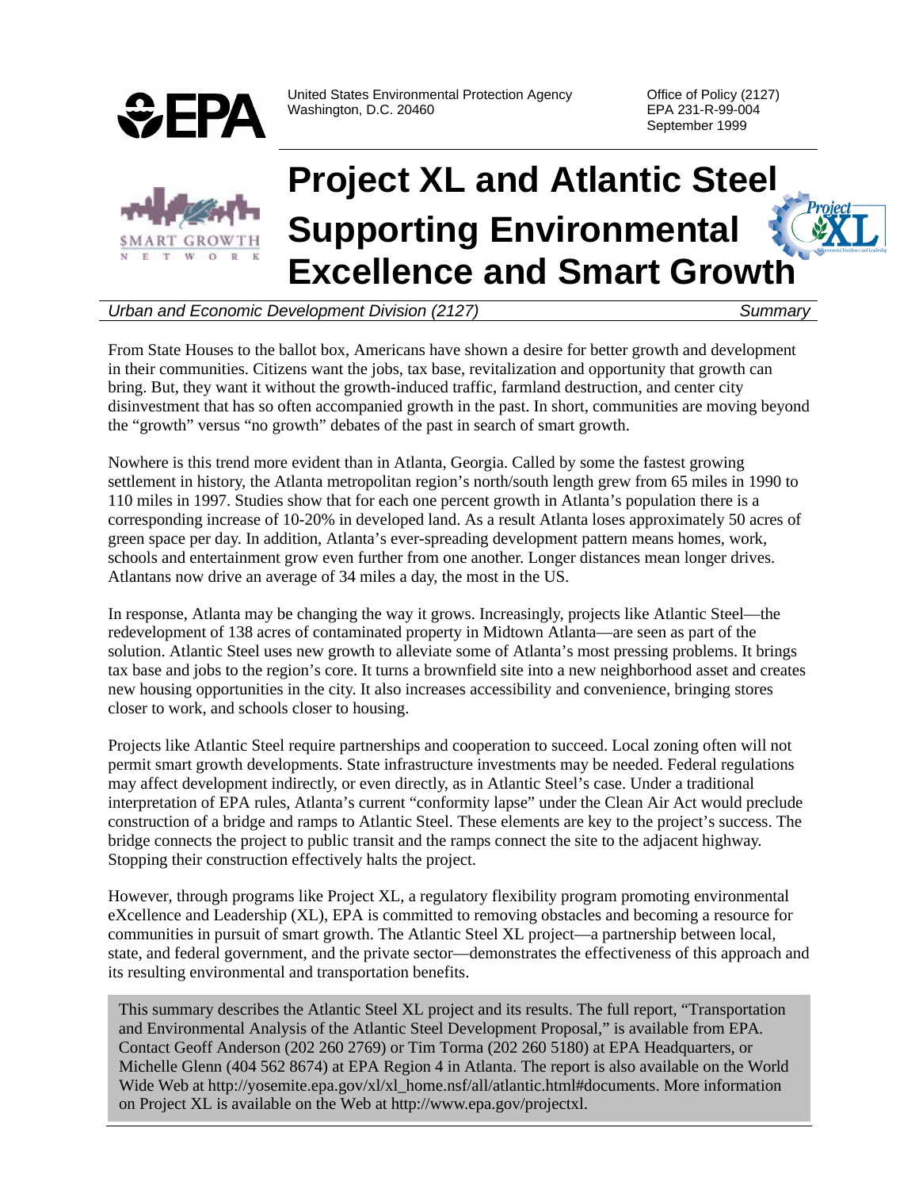United States Environmental Protection Agency
Washington, D.C. 20460

Office of Policy (2127)
EPA 231-R-99-004
September 1999

# Project XL and Atlantic Steel Supporting Environmental Excellence and Smart Growth

*Urban and Economic Development Division (2127)* — *Summary*

From State Houses to the ballot box, Americans have shown a desire for better growth and development in their communities. Citizens want the jobs, tax base, revitalization and opportunity that growth can bring. But, they want it without the growth-induced traffic, farmland destruction, and center city disinvestment that has so often accompanied growth in the past. In short, communities are moving beyond the "growth" versus "no growth" debates of the past in search of smart growth.

Nowhere is this trend more evident than in Atlanta, Georgia. Called by some the fastest growing settlement in history, the Atlanta metropolitan region's north/south length grew from 65 miles in 1990 to 110 miles in 1997. Studies show that for each one percent growth in Atlanta's population there is a corresponding increase of 10-20% in developed land. As a result Atlanta loses approximately 50 acres of green space per day. In addition, Atlanta's ever-spreading development pattern means homes, work, schools and entertainment grow even further from one another. Longer distances mean longer drives. Atlantans now drive an average of 34 miles a day, the most in the US.

In response, Atlanta may be changing the way it grows. Increasingly, projects like Atlantic Steel—the redevelopment of 138 acres of contaminated property in Midtown Atlanta—are seen as part of the solution. Atlantic Steel uses new growth to alleviate some of Atlanta's most pressing problems. It brings tax base and jobs to the region's core. It turns a brownfield site into a new neighborhood asset and creates new housing opportunities in the city. It also increases accessibility and convenience, bringing stores closer to work, and schools closer to housing.

Projects like Atlantic Steel require partnerships and cooperation to succeed. Local zoning often will not permit smart growth developments. State infrastructure investments may be needed. Federal regulations may affect development indirectly, or even directly, as in Atlantic Steel's case. Under a traditional interpretation of EPA rules, Atlanta's current "conformity lapse" under the Clean Air Act would preclude construction of a bridge and ramps to Atlantic Steel. These elements are key to the project's success. The bridge connects the project to public transit and the ramps connect the site to the adjacent highway. Stopping their construction effectively halts the project.

However, through programs like Project XL, a regulatory flexibility program promoting environmental eXcellence and Leadership (XL), EPA is committed to removing obstacles and becoming a resource for communities in pursuit of smart growth. The Atlantic Steel XL project—a partnership between local, state, and federal government, and the private sector—demonstrates the effectiveness of this approach and its resulting environmental and transportation benefits.

> This summary describes the Atlantic Steel XL project and its results. The full report, "Transportation and Environmental Analysis of the Atlantic Steel Development Proposal," is available from EPA. Contact Geoff Anderson (202 260 2769) or Tim Torma (202 260 5180) at EPA Headquarters, or Michelle Glenn (404 562 8674) at EPA Region 4 in Atlanta. The report is also available on the World Wide Web at http://yosemite.epa.gov/xl/xl_home.nsf/all/atlantic.html#documents. More information on Project XL is available on the Web at http://www.epa.gov/projectxl.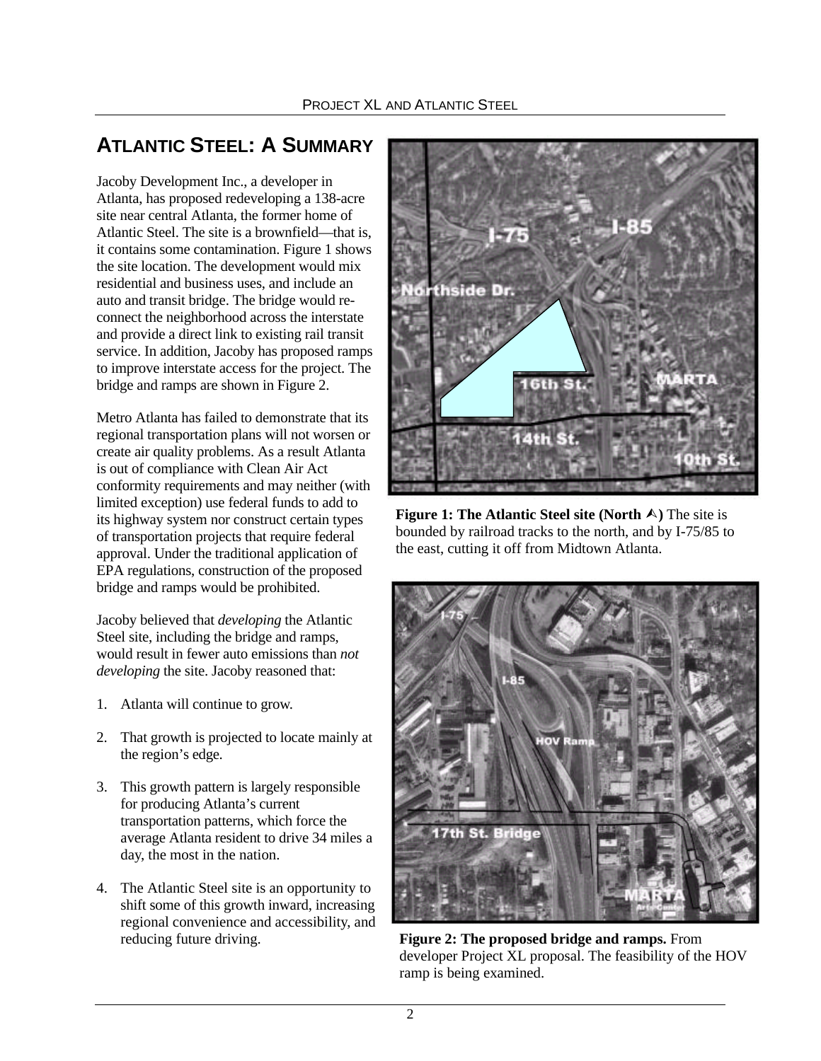## ATLANTIC STEEL: A SUMMARY

Jacoby Development Inc., a developer in Atlanta, has proposed redeveloping a 138-acre site near central Atlanta, the former home of Atlantic Steel. The site is a brownfield—that is, it contains some contamination. Figure 1 shows the site location. The development would mix residential and business uses, and include an auto and transit bridge. The bridge would re-connect the neighborhood across the interstate and provide a direct link to existing rail transit service. In addition, Jacoby has proposed ramps to improve interstate access for the project. The bridge and ramps are shown in Figure 2.

Metro Atlanta has failed to demonstrate that its regional transportation plans will not worsen or create air quality problems. As a result Atlanta is out of compliance with Clean Air Act conformity requirements and may neither (with limited exception) use federal funds to add to its highway system nor construct certain types of transportation projects that require federal approval. Under the traditional application of EPA regulations, construction of the proposed bridge and ramps would be prohibited.

Jacoby believed that *developing* the Atlantic Steel site, including the bridge and ramps, would result in fewer auto emissions than *not developing* the site. Jacoby reasoned that:

1. Atlanta will continue to grow.

2. That growth is projected to locate mainly at the region's edge.

3. This growth pattern is largely responsible for producing Atlanta's current transportation patterns, which force the average Atlanta resident to drive 34 miles a day, the most in the nation.

4. The Atlantic Steel site is an opportunity to shift some of this growth inward, increasing regional convenience and accessibility, and reducing future driving.

**Figure 1: The Atlantic Steel site (North ⮝)** The site is bounded by railroad tracks to the north, and by I-75/85 to the east, cutting it off from Midtown Atlanta.

**Figure 2: The proposed bridge and ramps.** From developer Project XL proposal. The feasibility of the HOV ramp is being examined.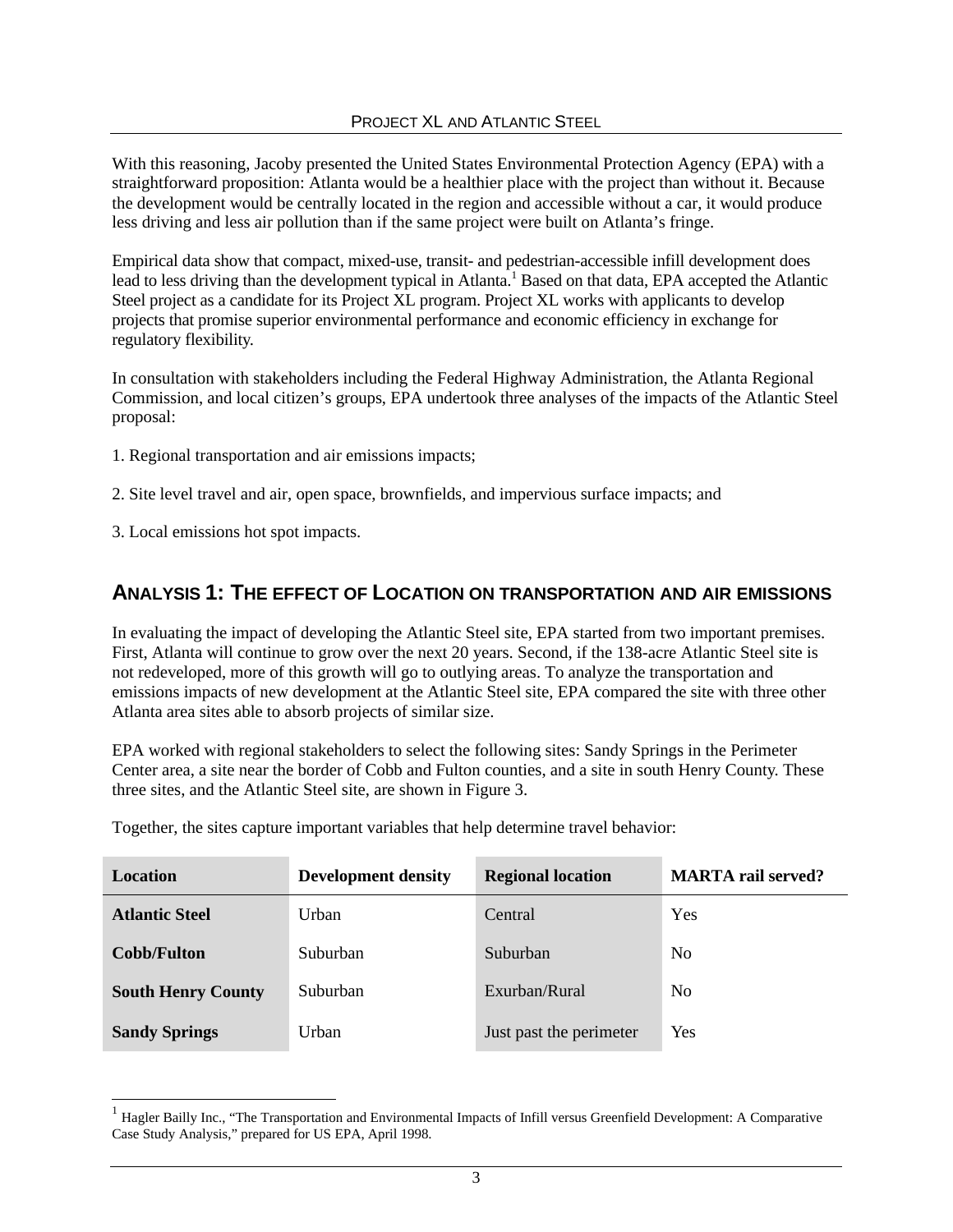With this reasoning, Jacoby presented the United States Environmental Protection Agency (EPA) with a straightforward proposition: Atlanta would be a healthier place with the project than without it. Because the development would be centrally located in the region and accessible without a car, it would produce less driving and less air pollution than if the same project were built on Atlanta's fringe.

Empirical data show that compact, mixed-use, transit- and pedestrian-accessible infill development does lead to less driving than the development typical in Atlanta.[1] Based on that data, EPA accepted the Atlantic Steel project as a candidate for its Project XL program. Project XL works with applicants to develop projects that promise superior environmental performance and economic efficiency in exchange for regulatory flexibility.

In consultation with stakeholders including the Federal Highway Administration, the Atlanta Regional Commission, and local citizen's groups, EPA undertook three analyses of the impacts of the Atlantic Steel proposal:

1. Regional transportation and air emissions impacts;

2. Site level travel and air, open space, brownfields, and impervious surface impacts; and

3. Local emissions hot spot impacts.

## ANALYSIS 1: THE EFFECT OF LOCATION ON TRANSPORTATION AND AIR EMISSIONS

In evaluating the impact of developing the Atlantic Steel site, EPA started from two important premises. First, Atlanta will continue to grow over the next 20 years. Second, if the 138-acre Atlantic Steel site is not redeveloped, more of this growth will go to outlying areas. To analyze the transportation and emissions impacts of new development at the Atlantic Steel site, EPA compared the site with three other Atlanta area sites able to absorb projects of similar size.

EPA worked with regional stakeholders to select the following sites: Sandy Springs in the Perimeter Center area, a site near the border of Cobb and Fulton counties, and a site in south Henry County. These three sites, and the Atlantic Steel site, are shown in Figure 3.

Together, the sites capture important variables that help determine travel behavior:

| Location | Development density | Regional location | MARTA rail served? |
|---|---|---|---|
| **Atlantic Steel** | Urban | Central | Yes |
| **Cobb/Fulton** | Suburban | Suburban | No |
| **South Henry County** | Suburban | Exurban/Rural | No |
| **Sandy Springs** | Urban | Just past the perimeter | Yes |

[1] Hagler Bailly Inc., "The Transportation and Environmental Impacts of Infill versus Greenfield Development: A Comparative Case Study Analysis," prepared for US EPA, April 1998.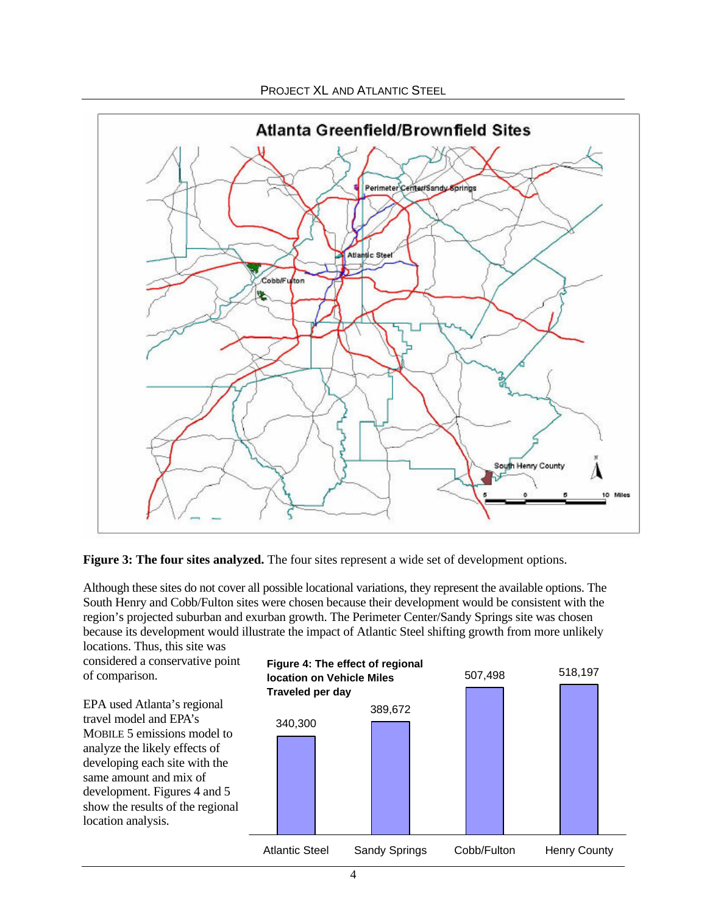**Figure 3: The four sites analyzed.** The four sites represent a wide set of development options.

Although these sites do not cover all possible locational variations, they represent the available options. The South Henry and Cobb/Fulton sites were chosen because their development would be consistent with the region's projected suburban and exurban growth. The Perimeter Center/Sandy Springs site was chosen because its development would illustrate the impact of Atlantic Steel shifting growth from more unlikely locations. Thus, this site was considered a conservative point of comparison.

EPA used Atlanta's regional travel model and EPA's MOBILE 5 emissions model to analyze the likely effects of developing each site with the same amount and mix of development. Figures 4 and 5 show the results of the regional location analysis.

**Figure 4: The effect of regional location on Vehicle Miles Traveled per day**

| Site | Vehicle Miles Traveled per day |
|---|---|
| Atlantic Steel | 340,300 |
| Sandy Springs | 389,672 |
| Cobb/Fulton | 507,498 |
| Henry County | 518,197 |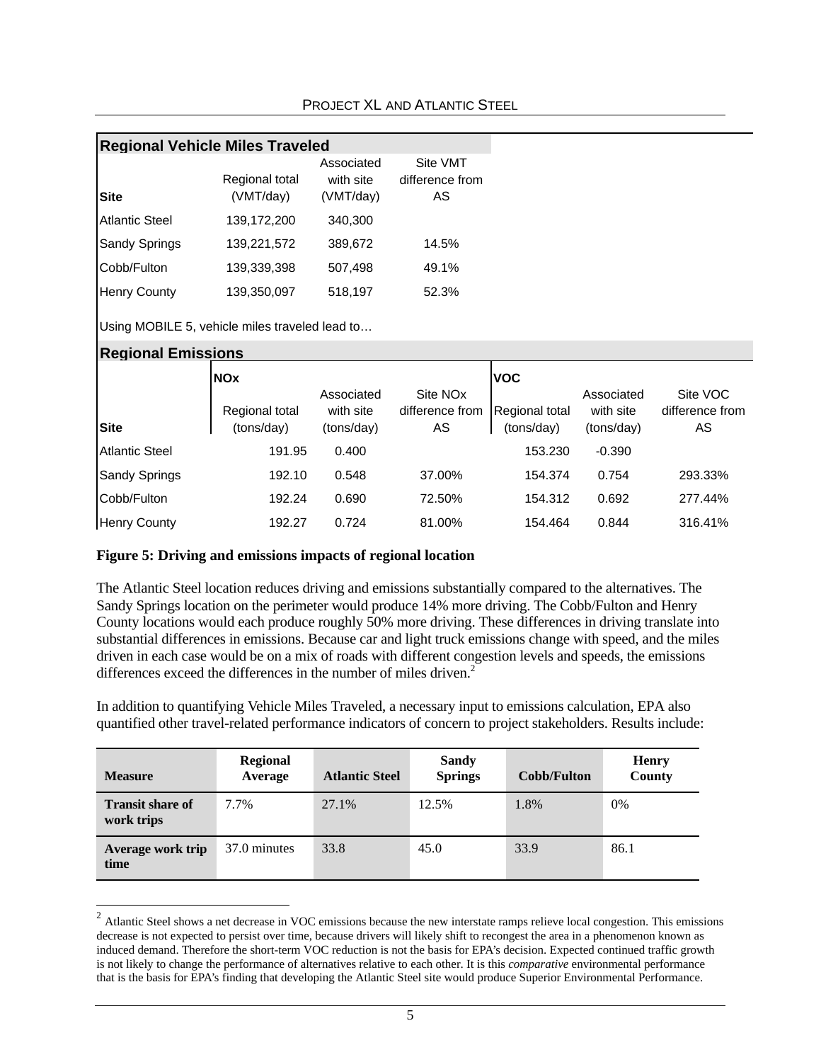**Regional Vehicle Miles Traveled**

| Site | Regional total (VMT/day) | Associated with site (VMT/day) | Site VMT difference from AS |
|---|---|---|---|
| Atlantic Steel | 139,172,200 | 340,300 | |
| Sandy Springs | 139,221,572 | 389,672 | 14.5% |
| Cobb/Fulton | 139,339,398 | 507,498 | 49.1% |
| Henry County | 139,350,097 | 518,197 | 52.3% |

Using MOBILE 5, vehicle miles traveled lead to…

**Regional Emissions**

| | NOx | | | VOC | | |
|---|---|---|---|---|---|---|
| Site | Regional total (tons/day) | Associated with site (tons/day) | Site NOx difference from AS | Regional total (tons/day) | Associated with site (tons/day) | Site VOC difference from AS |
| Atlantic Steel | 191.95 | 0.400 | | 153.230 | -0.390 | |
| Sandy Springs | 192.10 | 0.548 | 37.00% | 154.374 | 0.754 | 293.33% |
| Cobb/Fulton | 192.24 | 0.690 | 72.50% | 154.312 | 0.692 | 277.44% |
| Henry County | 192.27 | 0.724 | 81.00% | 154.464 | 0.844 | 316.41% |

**Figure 5: Driving and emissions impacts of regional location**

The Atlantic Steel location reduces driving and emissions substantially compared to the alternatives. The Sandy Springs location on the perimeter would produce 14% more driving. The Cobb/Fulton and Henry County locations would each produce roughly 50% more driving. These differences in driving translate into substantial differences in emissions. Because car and light truck emissions change with speed, and the miles driven in each case would be on a mix of roads with different congestion levels and speeds, the emissions differences exceed the differences in the number of miles driven.[2]

In addition to quantifying Vehicle Miles Traveled, a necessary input to emissions calculation, EPA also quantified other travel-related performance indicators of concern to project stakeholders. Results include:

| Measure | Regional Average | Atlantic Steel | Sandy Springs | Cobb/Fulton | Henry County |
|---|---|---|---|---|---|
| **Transit share of work trips** | 7.7% | 27.1% | 12.5% | 1.8% | 0% |
| **Average work trip time** | 37.0 minutes | 33.8 | 45.0 | 33.9 | 86.1 |

[2] Atlantic Steel shows a net decrease in VOC emissions because the new interstate ramps relieve local congestion. This emissions decrease is not expected to persist over time, because drivers will likely shift to recongest the area in a phenomenon known as induced demand. Therefore the short-term VOC reduction is not the basis for EPA's decision. Expected continued traffic growth is not likely to change the performance of alternatives relative to each other. It is this *comparative* environmental performance that is the basis for EPA's finding that developing the Atlantic Steel site would produce Superior Environmental Performance.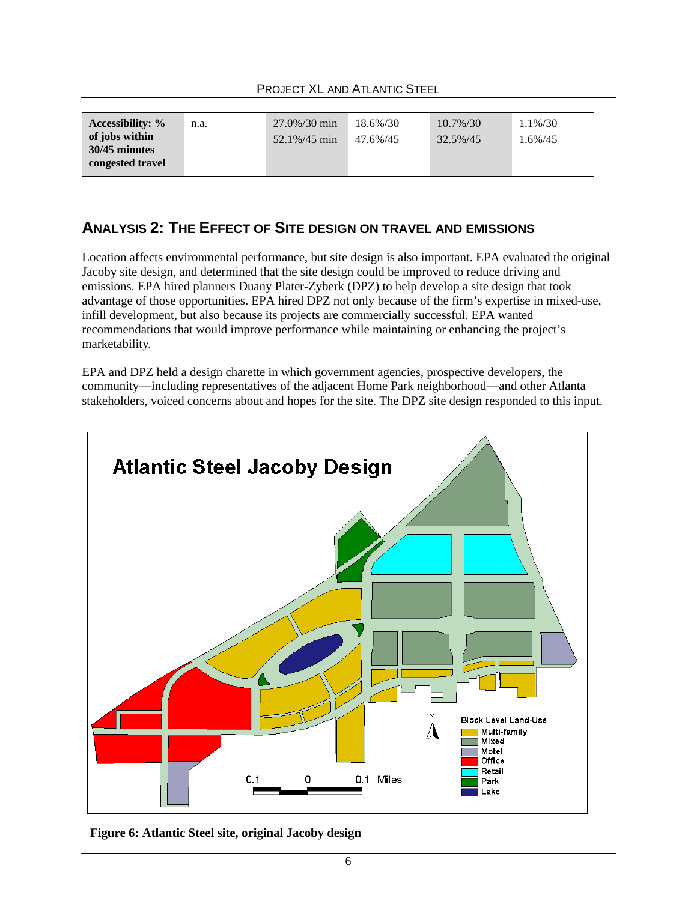| Accessibility: % of jobs within 30/45 minutes congested travel | n.a. | 27.0%/30 min 52.1%/45 min | 18.6%/30 47.6%/45 | 10.7%/30 32.5%/45 | 1.1%/30 1.6%/45 |
|---|---|---|---|---|---|

## Analysis 2: The Effect of Site Design on Travel and Emissions

Location affects environmental performance, but site design is also important. EPA evaluated the original Jacoby site design, and determined that the site design could be improved to reduce driving and emissions. EPA hired planners Duany Plater-Zyberk (DPZ) to help develop a site design that took advantage of those opportunities. EPA hired DPZ not only because of the firm's expertise in mixed-use, infill development, but also because its projects are commercially successful. EPA wanted recommendations that would improve performance while maintaining or enhancing the project's marketability.

EPA and DPZ held a design charette in which government agencies, prospective developers, the community—including representatives of the adjacent Home Park neighborhood—and other Atlanta stakeholders, voiced concerns about and hopes for the site. The DPZ site design responded to this input.

**Figure 6: Atlantic Steel site, original Jacoby design**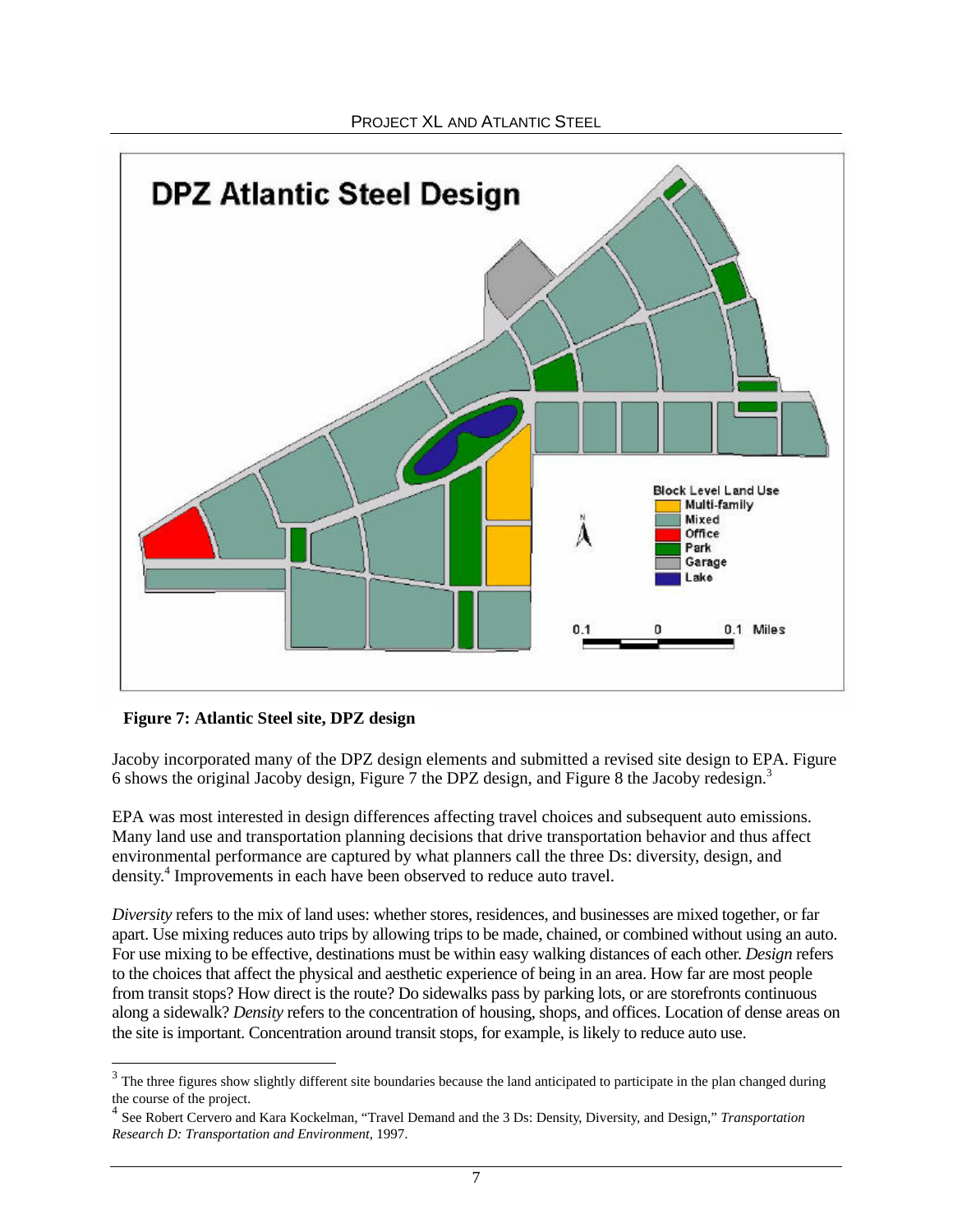**Figure 7: Atlantic Steel site, DPZ design**

Jacoby incorporated many of the DPZ design elements and submitted a revised site design to EPA. Figure 6 shows the original Jacoby design, Figure 7 the DPZ design, and Figure 8 the Jacoby redesign.[3]

EPA was most interested in design differences affecting travel choices and subsequent auto emissions. Many land use and transportation planning decisions that drive transportation behavior and thus affect environmental performance are captured by what planners call the three Ds: diversity, design, and density.[4] Improvements in each have been observed to reduce auto travel.

*Diversity* refers to the mix of land uses: whether stores, residences, and businesses are mixed together, or far apart. Use mixing reduces auto trips by allowing trips to be made, chained, or combined without using an auto. For use mixing to be effective, destinations must be within easy walking distances of each other. *Design* refers to the choices that affect the physical and aesthetic experience of being in an area. How far are most people from transit stops? How direct is the route? Do sidewalks pass by parking lots, or are storefronts continuous along a sidewalk? *Density* refers to the concentration of housing, shops, and offices. Location of dense areas on the site is important. Concentration around transit stops, for example, is likely to reduce auto use.

---

[3] The three figures show slightly different site boundaries because the land anticipated to participate in the plan changed during the course of the project.

[4] See Robert Cervero and Kara Kockelman, "Travel Demand and the 3 Ds: Density, Diversity, and Design," *Transportation Research D: Transportation and Environment*, 1997.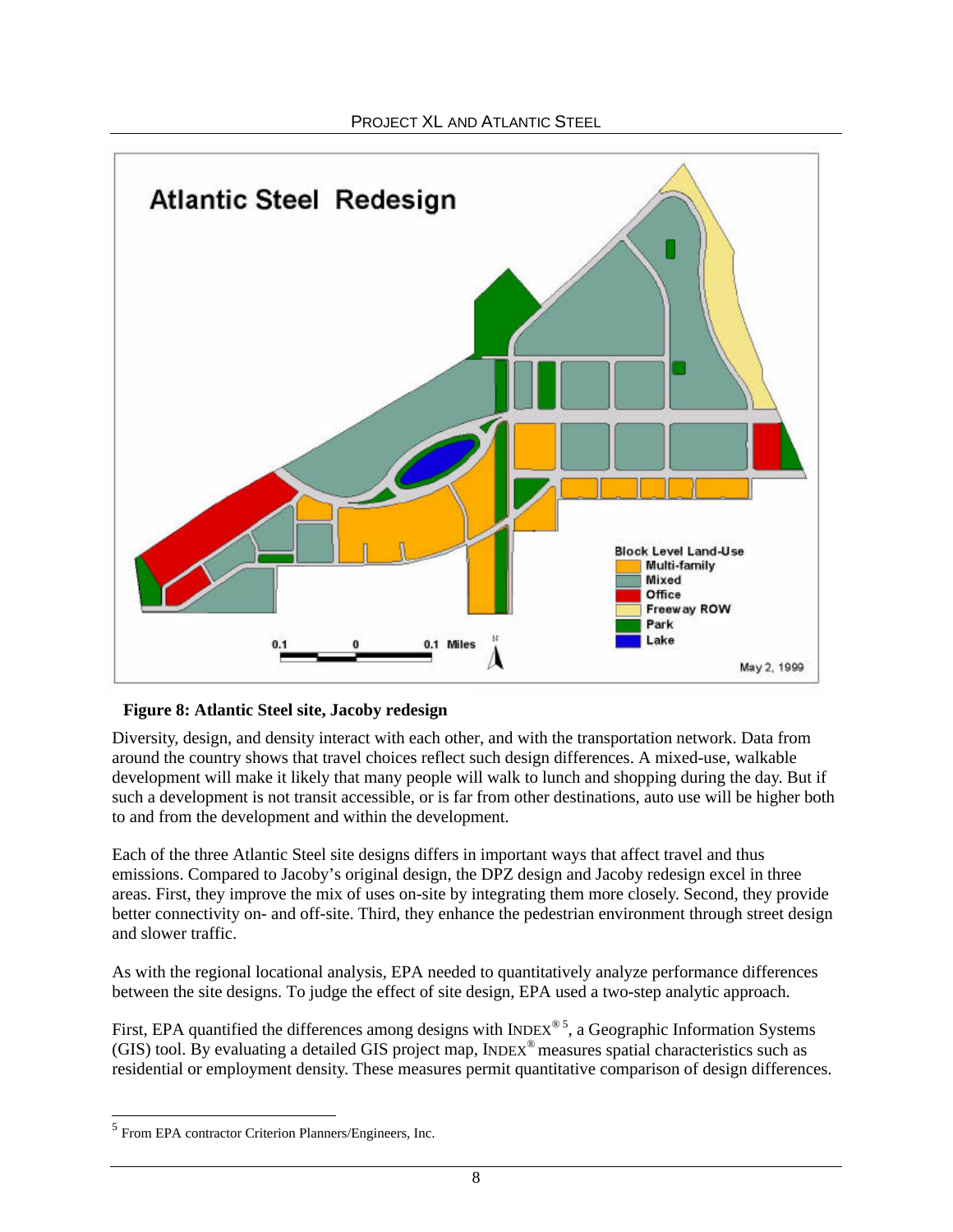**Figure 8: Atlantic Steel site, Jacoby redesign**

Diversity, design, and density interact with each other, and with the transportation network. Data from around the country shows that travel choices reflect such design differences. A mixed-use, walkable development will make it likely that many people will walk to lunch and shopping during the day. But if such a development is not transit accessible, or is far from other destinations, auto use will be higher both to and from the development and within the development.

Each of the three Atlantic Steel site designs differs in important ways that affect travel and thus emissions. Compared to Jacoby's original design, the DPZ design and Jacoby redesign excel in three areas. First, they improve the mix of uses on-site by integrating them more closely. Second, they provide better connectivity on- and off-site. Third, they enhance the pedestrian environment through street design and slower traffic.

As with the regional locational analysis, EPA needed to quantitatively analyze performance differences between the site designs. To judge the effect of site design, EPA used a two-step analytic approach.

First, EPA quantified the differences among designs with INDEX®[5], a Geographic Information Systems (GIS) tool. By evaluating a detailed GIS project map, INDEX® measures spatial characteristics such as residential or employment density. These measures permit quantitative comparison of design differences.

---

[5] From EPA contractor Criterion Planners/Engineers, Inc.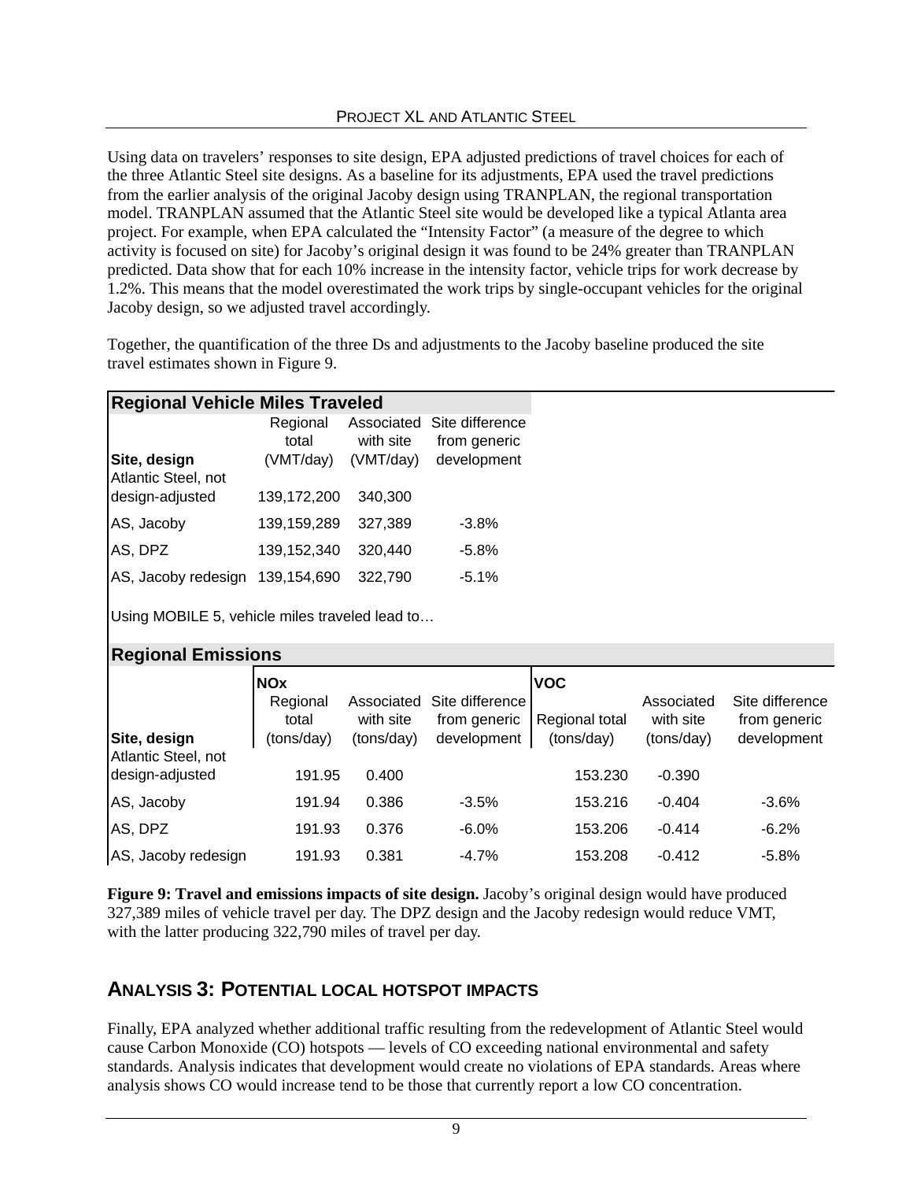Using data on travelers' responses to site design, EPA adjusted predictions of travel choices for each of the three Atlantic Steel site designs. As a baseline for its adjustments, EPA used the travel predictions from the earlier analysis of the original Jacoby design using TRANPLAN, the regional transportation model. TRANPLAN assumed that the Atlantic Steel site would be developed like a typical Atlanta area project. For example, when EPA calculated the "Intensity Factor" (a measure of the degree to which activity is focused on site) for Jacoby's original design it was found to be 24% greater than TRANPLAN predicted. Data show that for each 10% increase in the intensity factor, vehicle trips for work decrease by 1.2%. This means that the model overestimated the work trips by single-occupant vehicles for the original Jacoby design, so we adjusted travel accordingly.

Together, the quantification of the three Ds and adjustments to the Jacoby baseline produced the site travel estimates shown in Figure 9.

**Regional Vehicle Miles Traveled**

| Site, design | Regional total (VMT/day) | Associated with site (VMT/day) | Site difference from generic development |
|---|---|---|---|
| Atlantic Steel, not design-adjusted | 139,172,200 | 340,300 | |
| AS, Jacoby | 139,159,289 | 327,389 | -3.8% |
| AS, DPZ | 139,152,340 | 320,440 | -5.8% |
| AS, Jacoby redesign | 139,154,690 | 322,790 | -5.1% |

Using MOBILE 5, vehicle miles traveled lead to…

**Regional Emissions**

| | NOx | | | VOC | | |
|---|---|---|---|---|---|---|
| Site, design | Regional total (tons/day) | Associated with site (tons/day) | Site difference from generic development | Regional total (tons/day) | Associated with site (tons/day) | Site difference from generic development |
| Atlantic Steel, not design-adjusted | 191.95 | 0.400 | | 153.230 | -0.390 | |
| AS, Jacoby | 191.94 | 0.386 | -3.5% | 153.216 | -0.404 | -3.6% |
| AS, DPZ | 191.93 | 0.376 | -6.0% | 153.206 | -0.414 | -6.2% |
| AS, Jacoby redesign | 191.93 | 0.381 | -4.7% | 153.208 | -0.412 | -5.8% |

**Figure 9: Travel and emissions impacts of site design.** Jacoby's original design would have produced 327,389 miles of vehicle travel per day. The DPZ design and the Jacoby redesign would reduce VMT, with the latter producing 322,790 miles of travel per day.

## ANALYSIS 3: POTENTIAL LOCAL HOTSPOT IMPACTS

Finally, EPA analyzed whether additional traffic resulting from the redevelopment of Atlantic Steel would cause Carbon Monoxide (CO) hotspots — levels of CO exceeding national environmental and safety standards. Analysis indicates that development would create no violations of EPA standards. Areas where analysis shows CO would increase tend to be those that currently report a low CO concentration.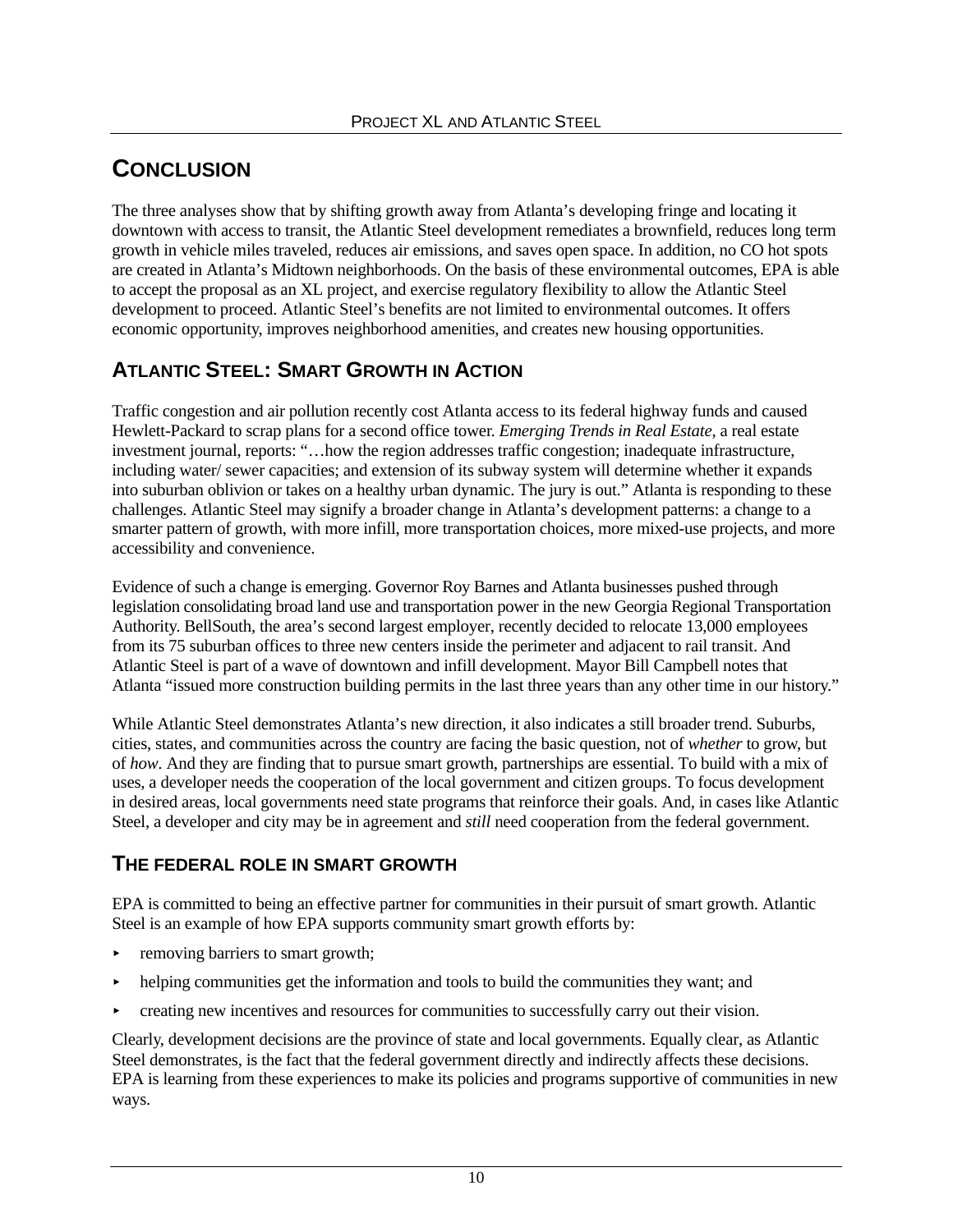## CONCLUSION

The three analyses show that by shifting growth away from Atlanta's developing fringe and locating it downtown with access to transit, the Atlantic Steel development remediates a brownfield, reduces long term growth in vehicle miles traveled, reduces air emissions, and saves open space. In addition, no CO hot spots are created in Atlanta's Midtown neighborhoods. On the basis of these environmental outcomes, EPA is able to accept the proposal as an XL project, and exercise regulatory flexibility to allow the Atlantic Steel development to proceed. Atlantic Steel's benefits are not limited to environmental outcomes. It offers economic opportunity, improves neighborhood amenities, and creates new housing opportunities.

### ATLANTIC STEEL: SMART GROWTH IN ACTION

Traffic congestion and air pollution recently cost Atlanta access to its federal highway funds and caused Hewlett-Packard to scrap plans for a second office tower. *Emerging Trends in Real Estate*, a real estate investment journal, reports: "…how the region addresses traffic congestion; inadequate infrastructure, including water/ sewer capacities; and extension of its subway system will determine whether it expands into suburban oblivion or takes on a healthy urban dynamic. The jury is out." Atlanta is responding to these challenges. Atlantic Steel may signify a broader change in Atlanta's development patterns: a change to a smarter pattern of growth, with more infill, more transportation choices, more mixed-use projects, and more accessibility and convenience.

Evidence of such a change is emerging. Governor Roy Barnes and Atlanta businesses pushed through legislation consolidating broad land use and transportation power in the new Georgia Regional Transportation Authority. BellSouth, the area's second largest employer, recently decided to relocate 13,000 employees from its 75 suburban offices to three new centers inside the perimeter and adjacent to rail transit. And Atlantic Steel is part of a wave of downtown and infill development. Mayor Bill Campbell notes that Atlanta "issued more construction building permits in the last three years than any other time in our history."

While Atlantic Steel demonstrates Atlanta's new direction, it also indicates a still broader trend. Suburbs, cities, states, and communities across the country are facing the basic question, not of *whether* to grow, but of *how*. And they are finding that to pursue smart growth, partnerships are essential. To build with a mix of uses, a developer needs the cooperation of the local government and citizen groups. To focus development in desired areas, local governments need state programs that reinforce their goals. And, in cases like Atlantic Steel, a developer and city may be in agreement and *still* need cooperation from the federal government.

### THE FEDERAL ROLE IN SMART GROWTH

EPA is committed to being an effective partner for communities in their pursuit of smart growth. Atlantic Steel is an example of how EPA supports community smart growth efforts by:

- removing barriers to smart growth;
- helping communities get the information and tools to build the communities they want; and
- creating new incentives and resources for communities to successfully carry out their vision.

Clearly, development decisions are the province of state and local governments. Equally clear, as Atlantic Steel demonstrates, is the fact that the federal government directly and indirectly affects these decisions. EPA is learning from these experiences to make its policies and programs supportive of communities in new ways.